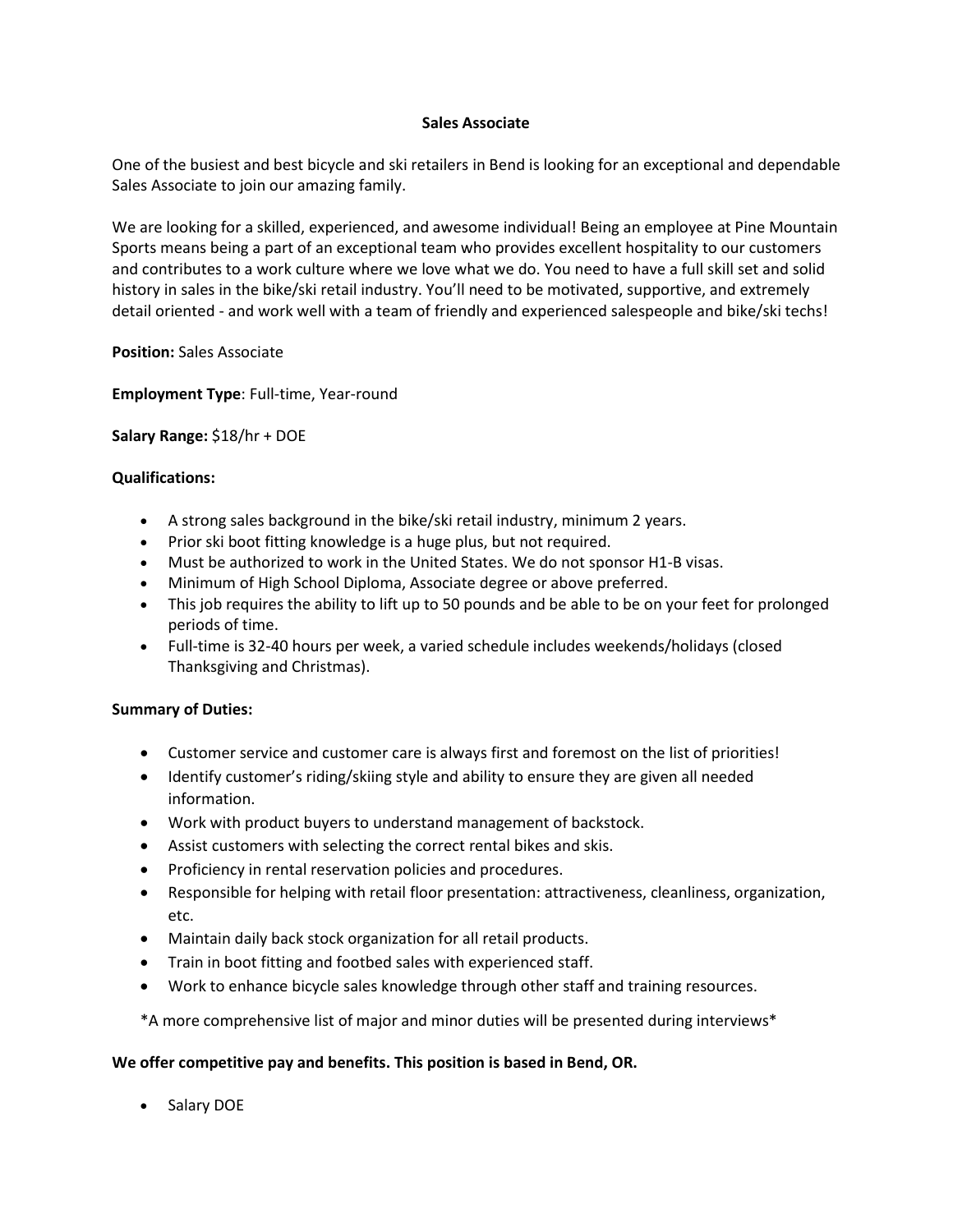# Sales Associate

One of the busiest and best bicycle and ski retailers in Bend is looking for an exceptional and dependable Sales Associate to join our amazing family.

We are looking for a skilled, experienced, and awesome individual! Being an employee at Pine Mountain Sports means being a part of an exceptional team who provides excellent hospitality to our customers and contributes to a work culture where we love what we do. You need to have a full skill set and solid history in sales in the bike/ski retail industry. You'll need to be motivated, supportive, and extremely detail oriented - and work well with a team of friendly and experienced salespeople and bike/ski techs!

**Position:** Sales Associate

**Employment Type**: Full-time, Year-round

**Salary Range:** $18/hr + DOE

**Qualifications:**

- A strong sales background in the bike/ski retail industry, minimum 2 years.
- Prior ski boot fitting knowledge is a huge plus, but not required.
- Must be authorized to work in the United States. We do not sponsor H1-B visas.
- Minimum of High School Diploma, Associate degree or above preferred.
- This job requires the ability to lift up to 50 pounds and be able to be on your feet for prolonged periods of time.
- Full-time is 32-40 hours per week, a varied schedule includes weekends/holidays (closed Thanksgiving and Christmas).

**Summary of Duties:**

- Customer service and customer care is always first and foremost on the list of priorities!
- Identify customer's riding/skiing style and ability to ensure they are given all needed information.
- Work with product buyers to understand management of backstock.
- Assist customers with selecting the correct rental bikes and skis.
- Proficiency in rental reservation policies and procedures.
- Responsible for helping with retail floor presentation: attractiveness, cleanliness, organization, etc.
- Maintain daily back stock organization for all retail products.
- Train in boot fitting and footbed sales with experienced staff.
- Work to enhance bicycle sales knowledge through other staff and training resources.

*A more comprehensive list of major and minor duties will be presented during interviews*

**We offer competitive pay and benefits. This position is based in Bend, OR.**

- Salary DOE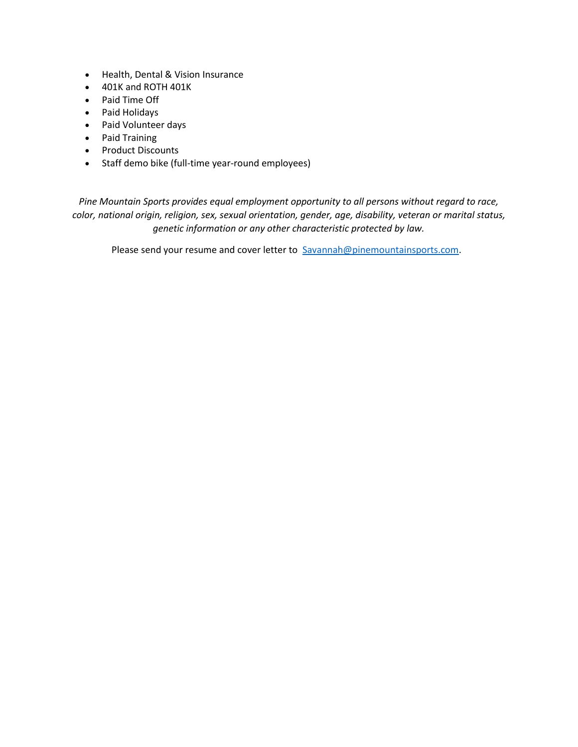- Health, Dental & Vision Insurance
- 401K and ROTH 401K
- Paid Time Off
- Paid Holidays
- Paid Volunteer days
- Paid Training
- Product Discounts
- Staff demo bike (full-time year-round employees)

*Pine Mountain Sports provides equal employment opportunity to all persons without regard to race, color, national origin, religion, sex, sexual orientation, gender, age, disability, veteran or marital status, genetic information or any other characteristic protected by law.*

Please send your resume and cover letter to [Savannah@pinemountainsports.com](mailto:Savannah@pinemountainsports.com).